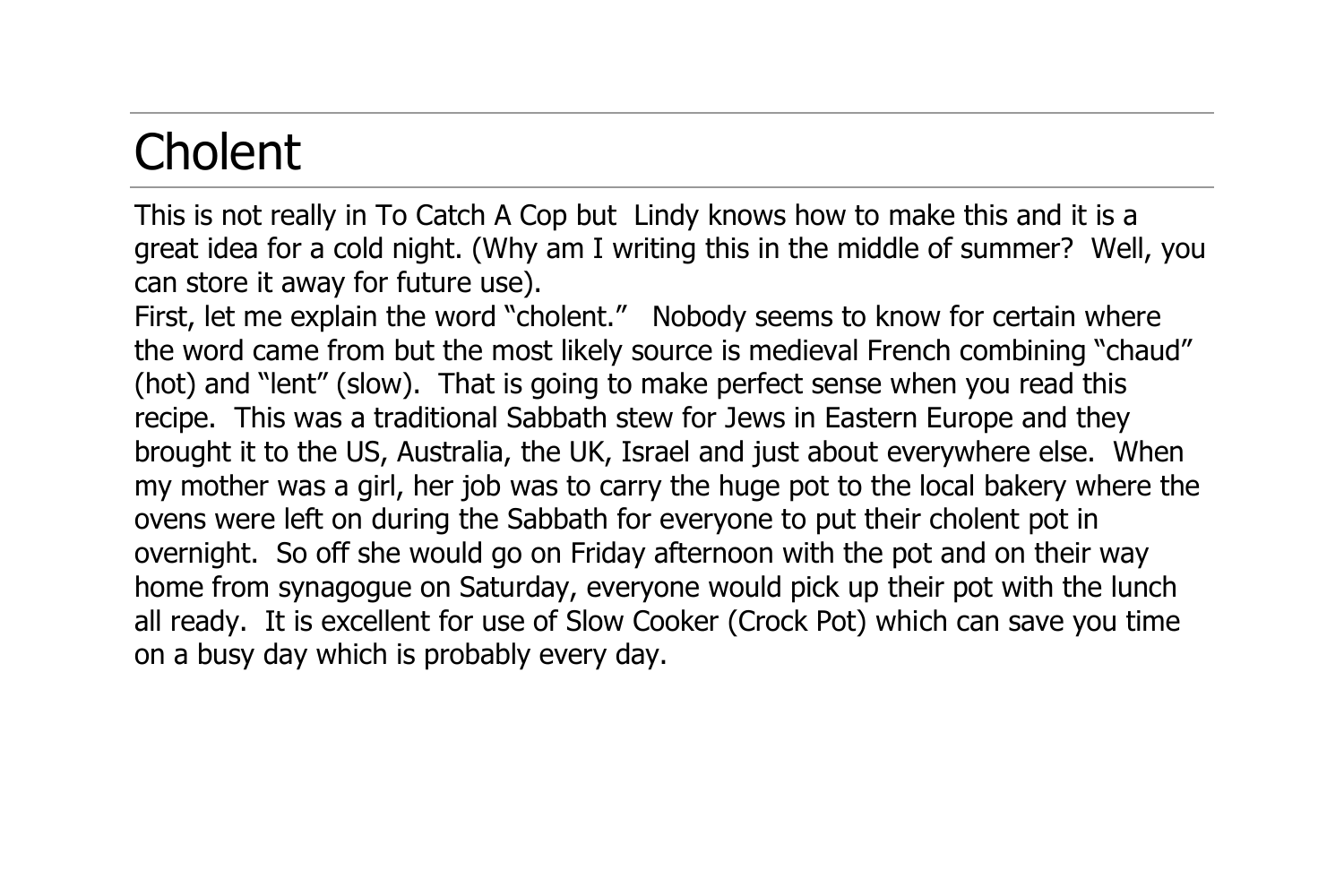# Cholent

This is not really in To Catch A Cop but Lindy knows how to make this and it is a great idea for a cold night. (Why am I writing this in the middle of summer? Well, you can store it away for future use).

First, let me explain the word "cholent." Nobody seems to know for certain where the word came from but the most likely source is medieval French combining "chaud" (hot) and "lent" (slow). That is going to make perfect sense when you read this recipe. This was a traditional Sabbath stew for Jews in Eastern Europe and they brought it to the US, Australia, the UK, Israel and just about everywhere else. When my mother was a girl, her job was to carry the huge pot to the local bakery where the ovens were left on during the Sabbath for everyone to put their cholent pot in overnight. So off she would go on Friday afternoon with the pot and on their way home from synagogue on Saturday, everyone would pick up their pot with the lunch all ready. It is excellent for use of Slow Cooker (Crock Pot) which can save you time on a busy day which is probably every day.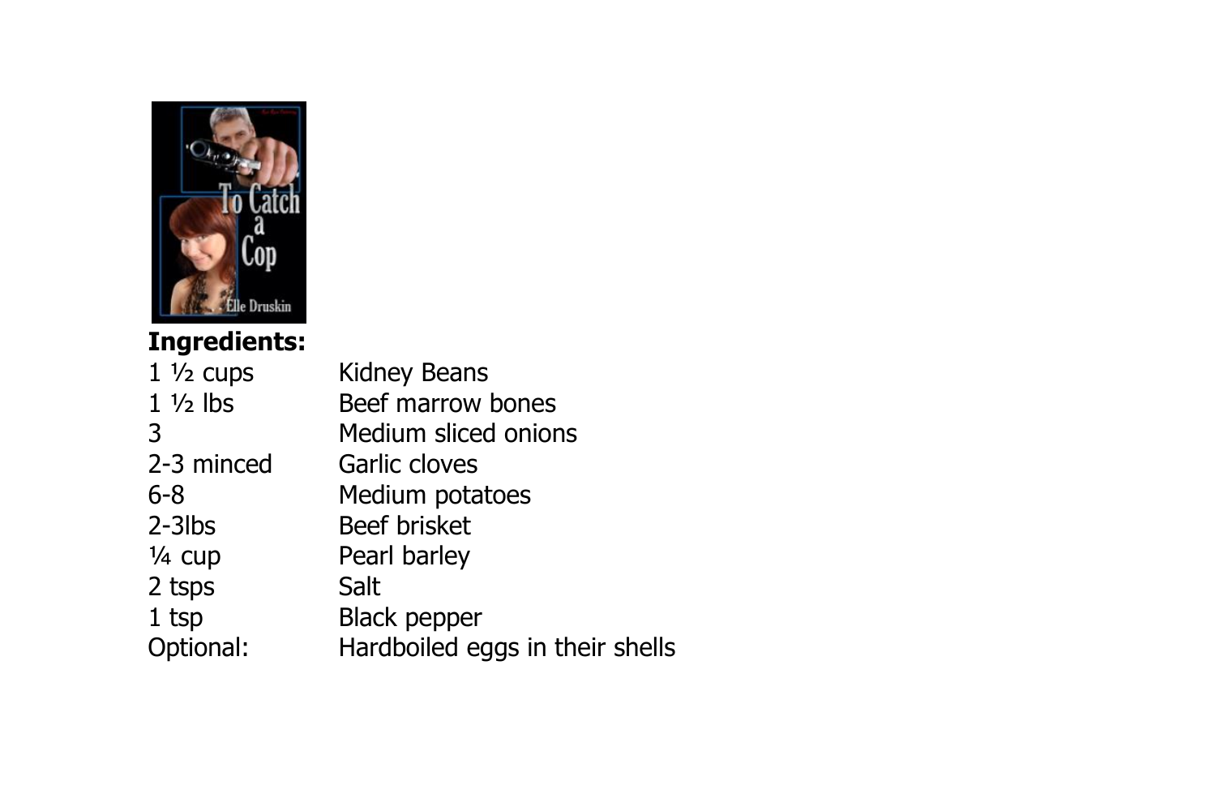**Ingredients:**

| | |
|---|---|
| 1 ½ cups | Kidney Beans |
| 1 ½ lbs | Beef marrow bones |
| 3 | Medium sliced onions |
| 2-3 minced | Garlic cloves |
| 6-8 | Medium potatoes |
| 2-3lbs | Beef brisket |
| ¼ cup | Pearl barley |
| 2 tsps | Salt |
| 1 tsp | Black pepper |
| Optional: | Hardboiled eggs in their shells |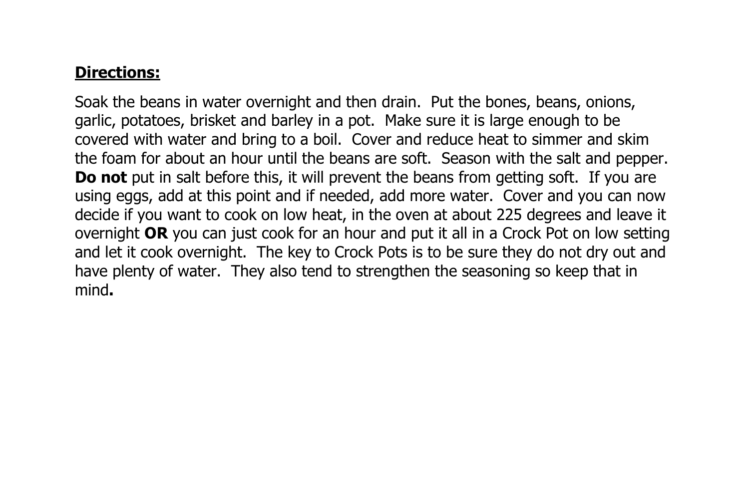**Directions:**

Soak the beans in water overnight and then drain. Put the bones, beans, onions, garlic, potatoes, brisket and barley in a pot. Make sure it is large enough to be covered with water and bring to a boil. Cover and reduce heat to simmer and skim the foam for about an hour until the beans are soft. Season with the salt and pepper. **Do not** put in salt before this, it will prevent the beans from getting soft. If you are using eggs, add at this point and if needed, add more water. Cover and you can now decide if you want to cook on low heat, in the oven at about 225 degrees and leave it overnight **OR** you can just cook for an hour and put it all in a Crock Pot on low setting and let it cook overnight. The key to Crock Pots is to be sure they do not dry out and have plenty of water. They also tend to strengthen the seasoning so keep that in mind**.**